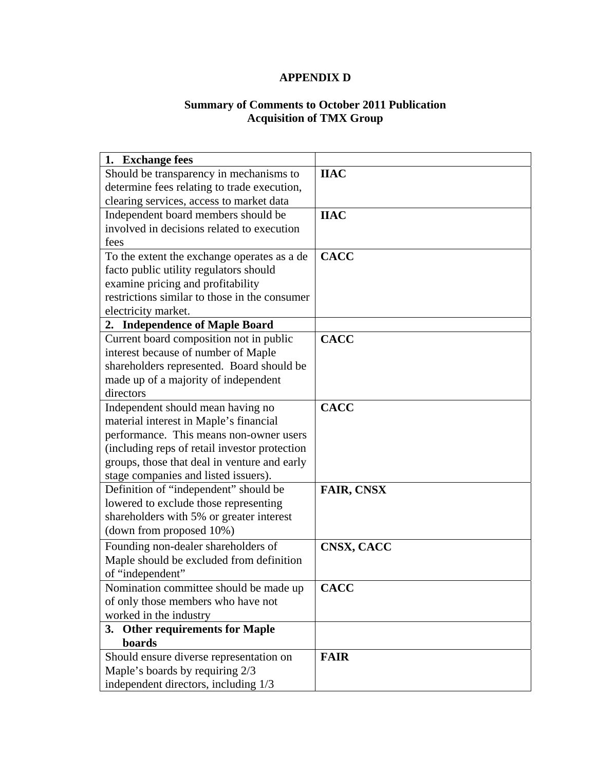# APPENDIX D

## Summary of Comments to October 2011 Publication
## Acquisition of TMX Group

| **1. Exchange fees** | |
|---|---|
| Should be transparency in mechanisms to determine fees relating to trade execution, clearing services, access to market data | **IIAC** |
| Independent board members should be involved in decisions related to execution fees | **IIAC** |
| To the extent the exchange operates as a de facto public utility regulators should examine pricing and profitability restrictions similar to those in the consumer electricity market. | **CACC** |
| **2. Independence of Maple Board** | |
| Current board composition not in public interest because of number of Maple shareholders represented. Board should be made up of a majority of independent directors | **CACC** |
| Independent should mean having no material interest in Maple's financial performance. This means non-owner users (including reps of retail investor protection groups, those that deal in venture and early stage companies and listed issuers). | **CACC** |
| Definition of "independent" should be lowered to exclude those representing shareholders with 5% or greater interest (down from proposed 10%) | **FAIR, CNSX** |
| Founding non-dealer shareholders of Maple should be excluded from definition of "independent" | **CNSX, CACC** |
| Nomination committee should be made up of only those members who have not worked in the industry | **CACC** |
| **3. Other requirements for Maple boards** | |
| Should ensure diverse representation on Maple's boards by requiring 2/3 independent directors, including 1/3 | **FAIR** |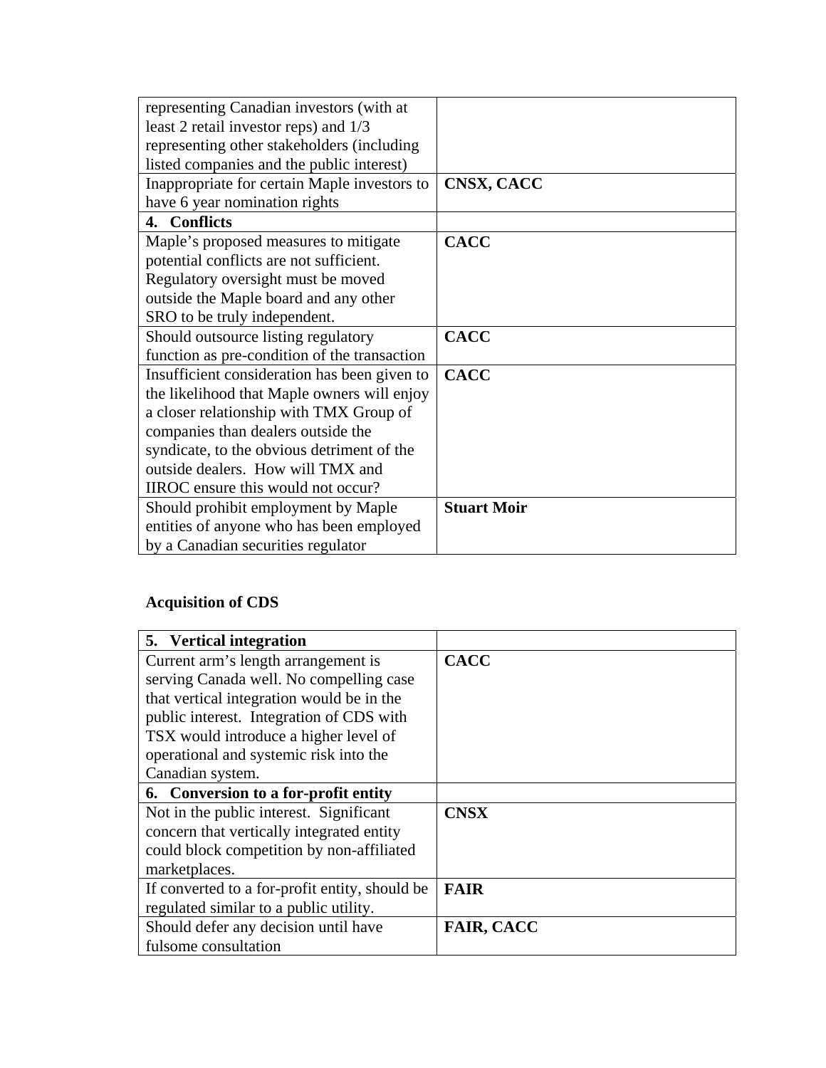| | |
|---|---|
| representing Canadian investors (with at least 2 retail investor reps) and 1/3 representing other stakeholders (including listed companies and the public interest) | |
| Inappropriate for certain Maple investors to have 6 year nomination rights | **CNSX, CACC** |
| **4. Conflicts** | |
| Maple's proposed measures to mitigate potential conflicts are not sufficient. Regulatory oversight must be moved outside the Maple board and any other SRO to be truly independent. | **CACC** |
| Should outsource listing regulatory function as pre-condition of the transaction | **CACC** |
| Insufficient consideration has been given to the likelihood that Maple owners will enjoy a closer relationship with TMX Group of companies than dealers outside the syndicate, to the obvious detriment of the outside dealers. How will TMX and IIROC ensure this would not occur? | **CACC** |
| Should prohibit employment by Maple entities of anyone who has been employed by a Canadian securities regulator | **Stuart Moir** |

**Acquisition of CDS**

| | |
|---|---|
| **5. Vertical integration** | |
| Current arm's length arrangement is serving Canada well. No compelling case that vertical integration would be in the public interest. Integration of CDS with TSX would introduce a higher level of operational and systemic risk into the Canadian system. | **CACC** |
| **6. Conversion to a for-profit entity** | |
| Not in the public interest. Significant concern that vertically integrated entity could block competition by non-affiliated marketplaces. | **CNSX** |
| If converted to a for-profit entity, should be regulated similar to a public utility. | **FAIR** |
| Should defer any decision until have fulsome consultation | **FAIR, CACC** |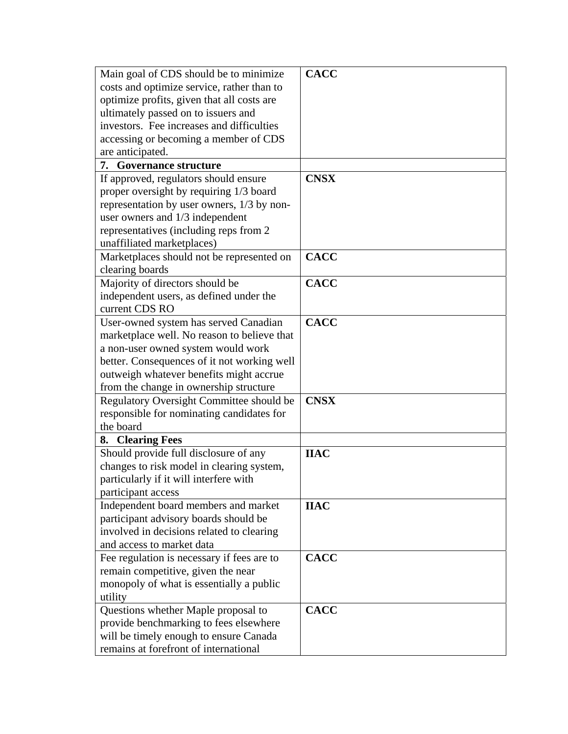| | |
|---|---|
| Main goal of CDS should be to minimize costs and optimize service, rather than to optimize profits, given that all costs are ultimately passed on to issuers and investors. Fee increases and difficulties accessing or becoming a member of CDS are anticipated. | **CACC** |
| **7. Governance structure** | |
| If approved, regulators should ensure proper oversight by requiring 1/3 board representation by user owners, 1/3 by non-user owners and 1/3 independent representatives (including reps from 2 unaffiliated marketplaces) | **CNSX** |
| Marketplaces should not be represented on clearing boards | **CACC** |
| Majority of directors should be independent users, as defined under the current CDS RO | **CACC** |
| User-owned system has served Canadian marketplace well. No reason to believe that a non-user owned system would work better. Consequences of it not working well outweigh whatever benefits might accrue from the change in ownership structure | **CACC** |
| Regulatory Oversight Committee should be responsible for nominating candidates for the board | **CNSX** |
| **8. Clearing Fees** | |
| Should provide full disclosure of any changes to risk model in clearing system, particularly if it will interfere with participant access | **IIAC** |
| Independent board members and market participant advisory boards should be involved in decisions related to clearing and access to market data | **IIAC** |
| Fee regulation is necessary if fees are to remain competitive, given the near monopoly of what is essentially a public utility | **CACC** |
| Questions whether Maple proposal to provide benchmarking to fees elsewhere will be timely enough to ensure Canada remains at forefront of international | **CACC** |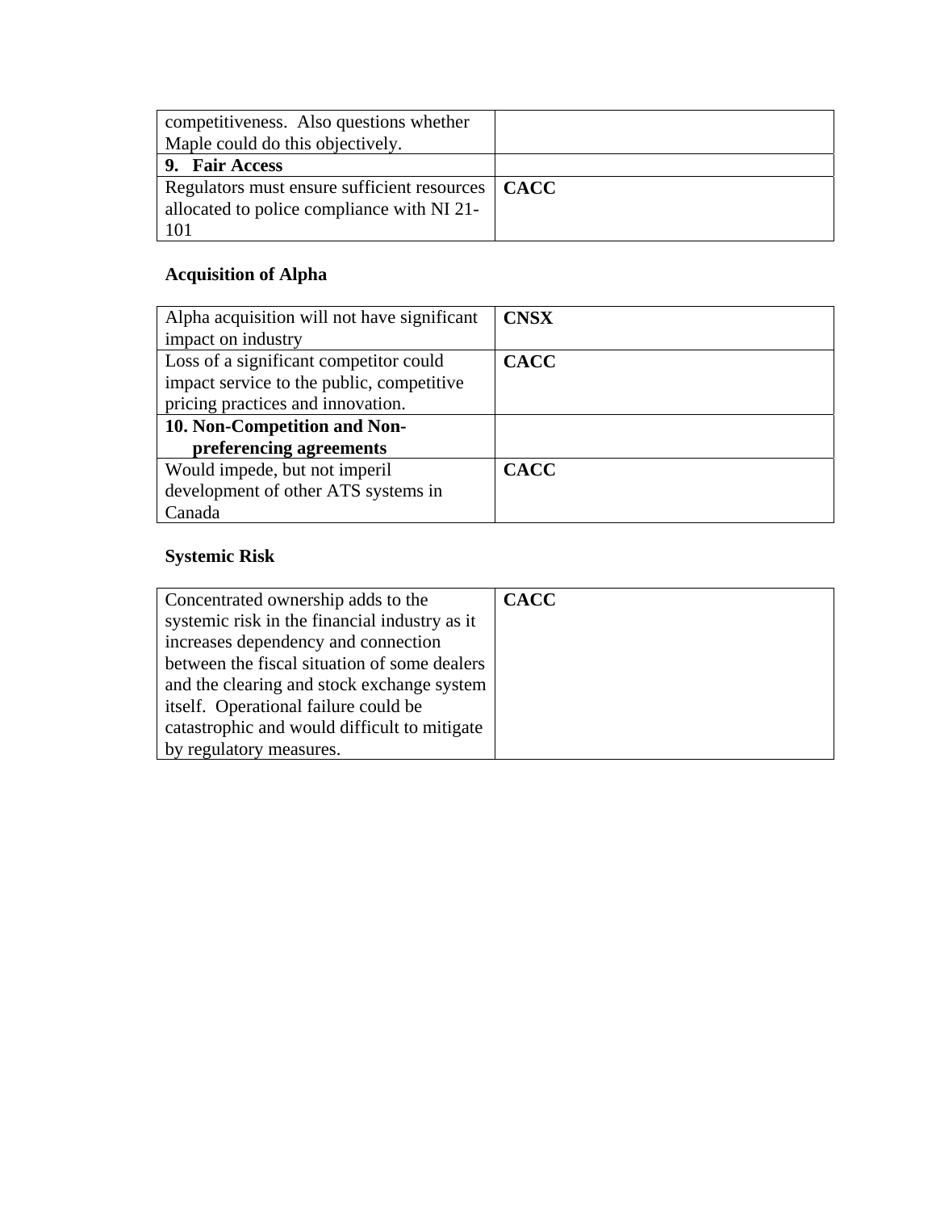| | |
|---|---|
| competitiveness. Also questions whether Maple could do this objectively. | |
| **9. Fair Access** | |
| Regulators must ensure sufficient resources allocated to police compliance with NI 21-101 | **CACC** |

**Acquisition of Alpha**

| | |
|---|---|
| Alpha acquisition will not have significant impact on industry | **CNSX** |
| Loss of a significant competitor could impact service to the public, competitive pricing practices and innovation. | **CACC** |
| **10. Non-Competition and Non-preferencing agreements** | |
| Would impede, but not imperil development of other ATS systems in Canada | **CACC** |

**Systemic Risk**

| | |
|---|---|
| Concentrated ownership adds to the systemic risk in the financial industry as it increases dependency and connection between the fiscal situation of some dealers and the clearing and stock exchange system itself. Operational failure could be catastrophic and would difficult to mitigate by regulatory measures. | **CACC** |